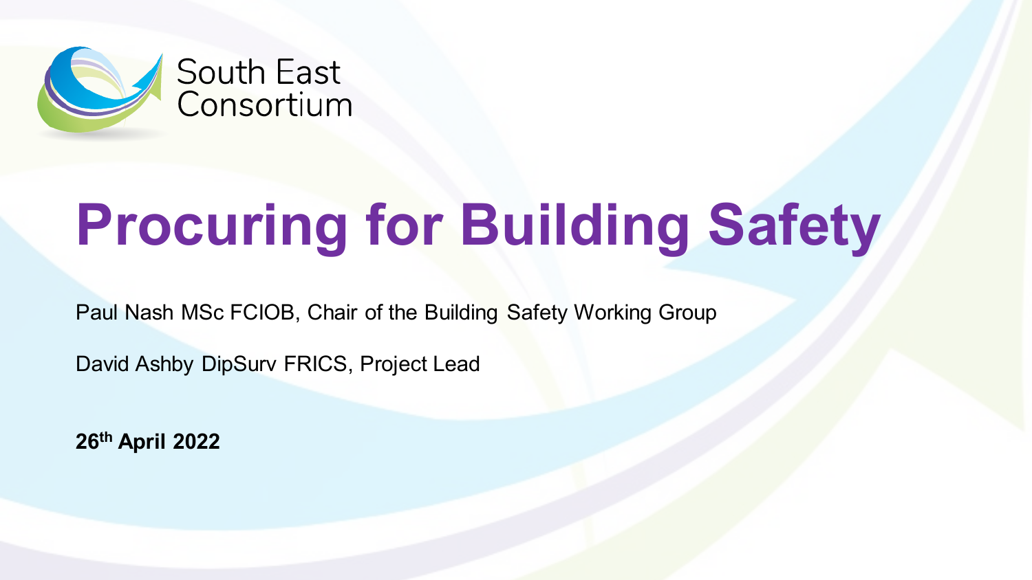South East Consortium

# Procuring for Building Safety

Paul Nash MSc FCIOB, Chair of the Building Safety Working Group

David Ashby DipSurv FRICS, Project Lead

**26th April 2022**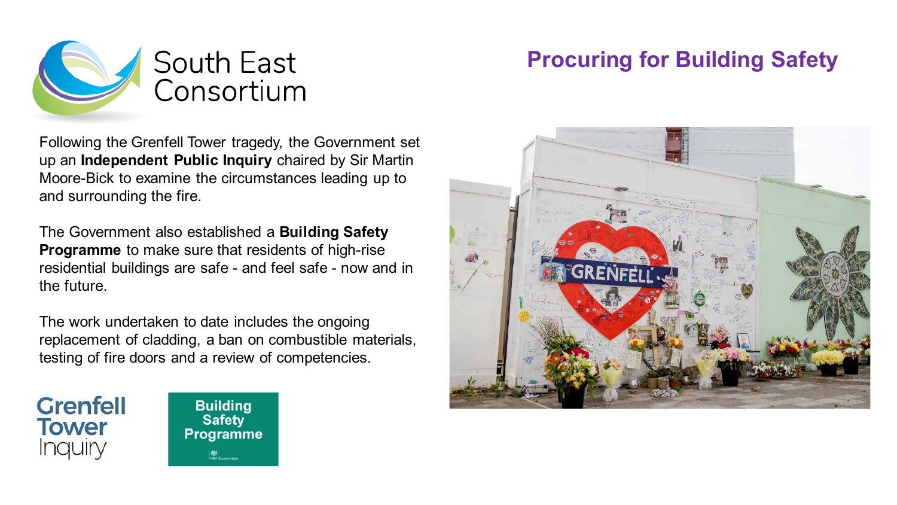South East Consortium

# Procuring for Building Safety

Following the Grenfell Tower tragedy, the Government set up an **Independent Public Inquiry** chaired by Sir Martin Moore-Bick to examine the circumstances leading up to and surrounding the fire.

The Government also established a **Building Safety Programme** to make sure that residents of high-rise residential buildings are safe - and feel safe - now and in the future.

The work undertaken to date includes the ongoing replacement of cladding, a ban on combustible materials, testing of fire doors and a review of competencies.

Grenfell Tower Inquiry

Building Safety Programme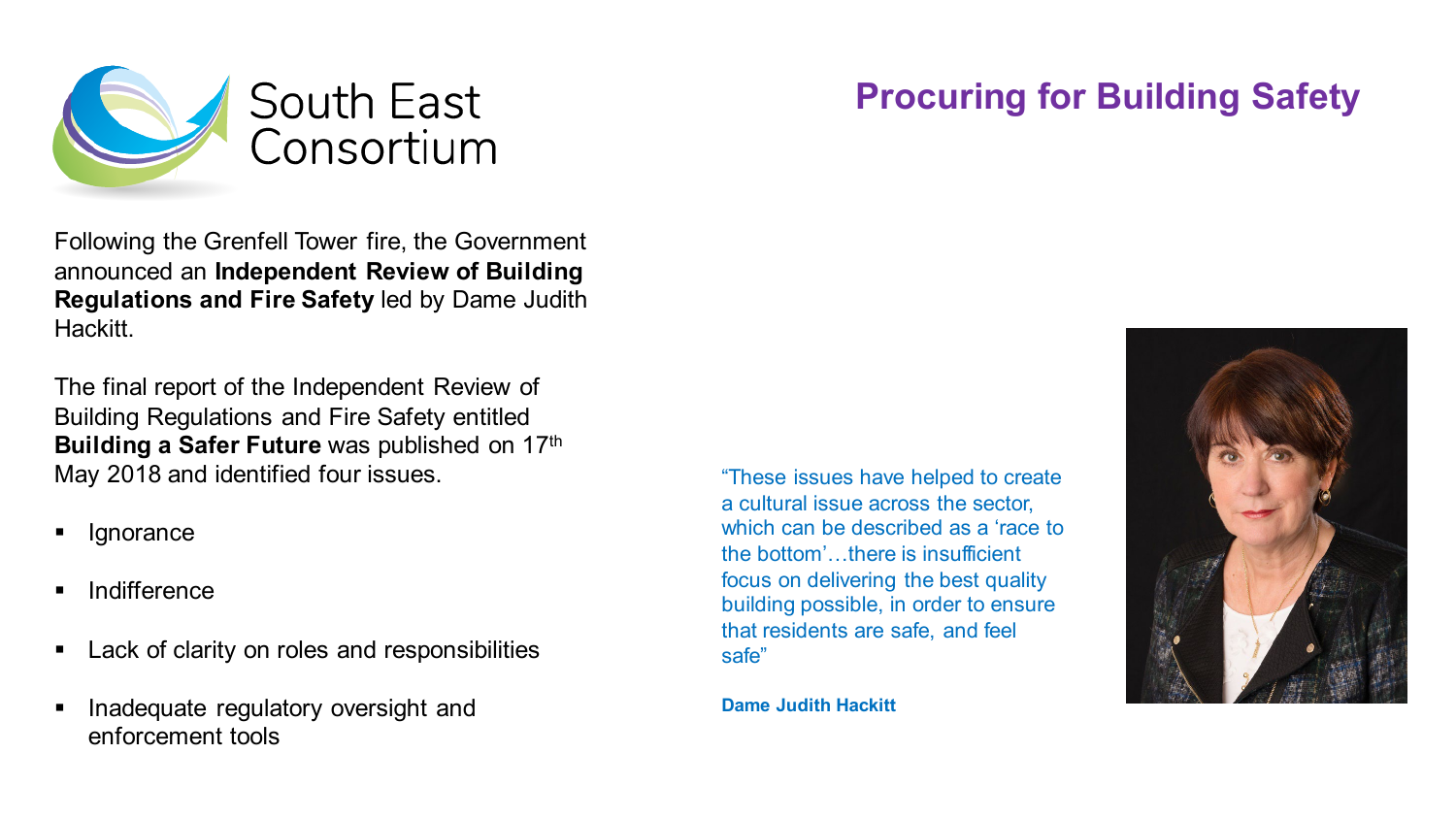# Procuring for Building Safety

Following the Grenfell Tower fire, the Government announced an **Independent Review of Building Regulations and Fire Safety** led by Dame Judith Hackitt.

The final report of the Independent Review of Building Regulations and Fire Safety entitled **Building a Safer Future** was published on 17th May 2018 and identified four issues.

- Ignorance
- Indifference
- Lack of clarity on roles and responsibilities
- Inadequate regulatory oversight and enforcement tools

"These issues have helped to create a cultural issue across the sector, which can be described as a 'race to the bottom'…there is insufficient focus on delivering the best quality building possible, in order to ensure that residents are safe, and feel safe"

**Dame Judith Hackitt**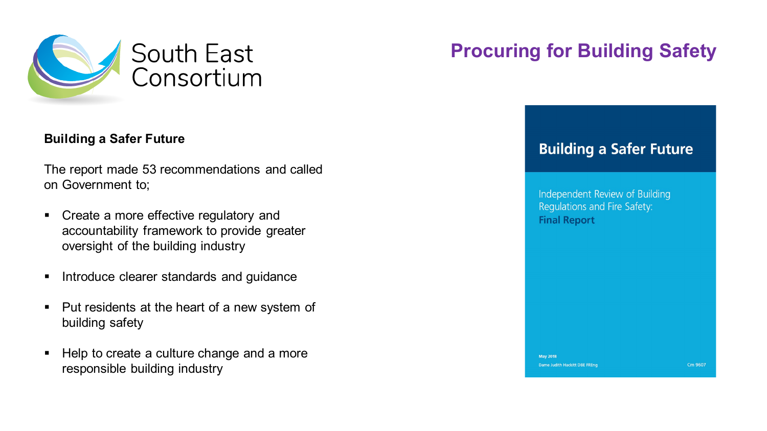South East Consortium

# Procuring for Building Safety

**Building a Safer Future**

The report made 53 recommendations and called on Government to;

- Create a more effective regulatory and accountability framework to provide greater oversight of the building industry
- Introduce clearer standards and guidance
- Put residents at the heart of a new system of building safety
- Help to create a culture change and a more responsible building industry

Building a Safer Future

Independent Review of Building Regulations and Fire Safety: **Final Report**

May 2018

Dame Judith Hackitt DBE FREng

Cm 9607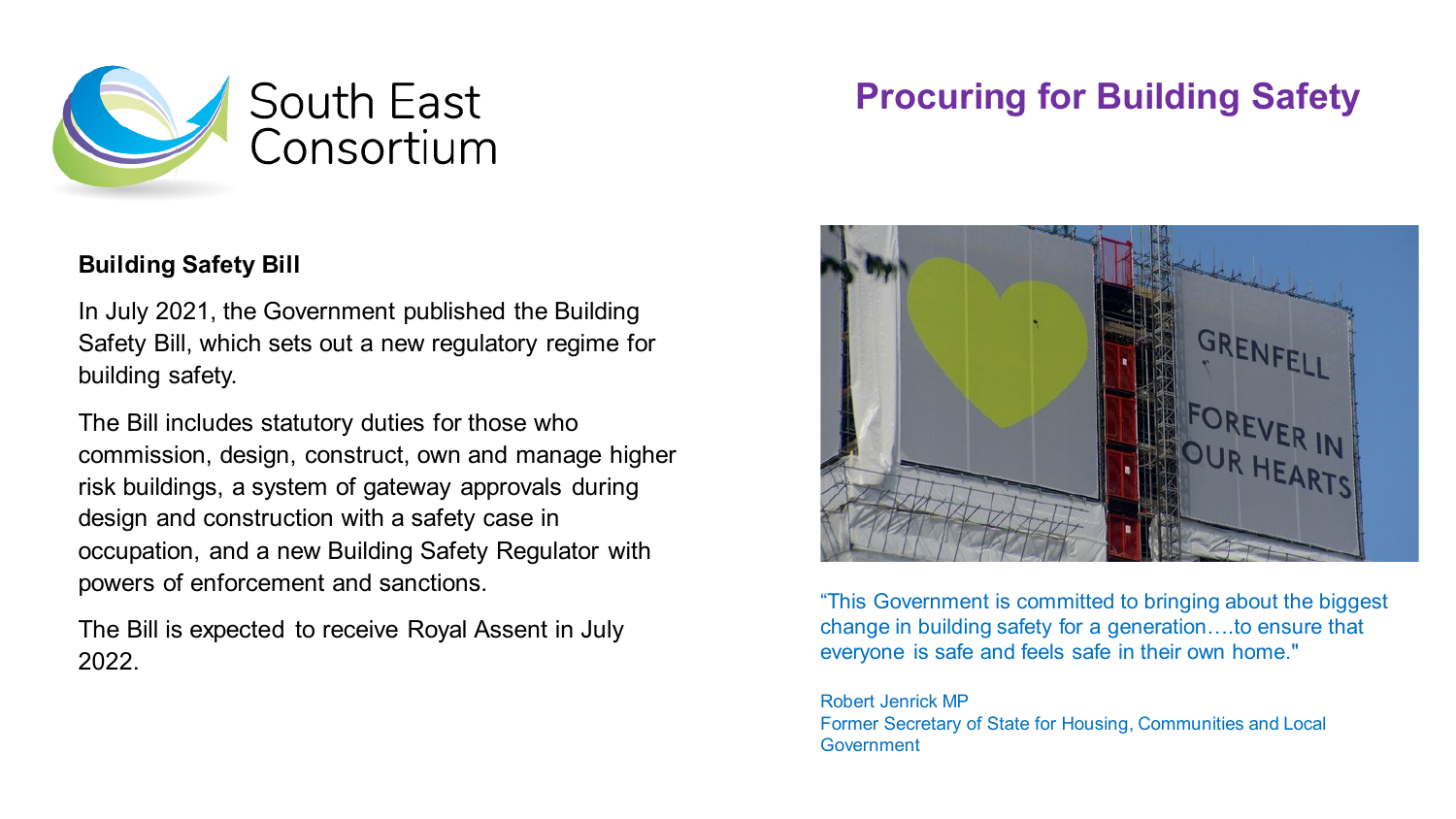South East Consortium

# Procuring for Building Safety

## Building Safety Bill

In July 2021, the Government published the Building Safety Bill, which sets out a new regulatory regime for building safety.

The Bill includes statutory duties for those who commission, design, construct, own and manage higher risk buildings, a system of gateway approvals during design and construction with a safety case in occupation, and a new Building Safety Regulator with powers of enforcement and sanctions.

The Bill is expected to receive Royal Assent in July 2022.

"This Government is committed to bringing about the biggest change in building safety for a generation….to ensure that everyone is safe and feels safe in their own home."

Robert Jenrick MP
Former Secretary of State for Housing, Communities and Local Government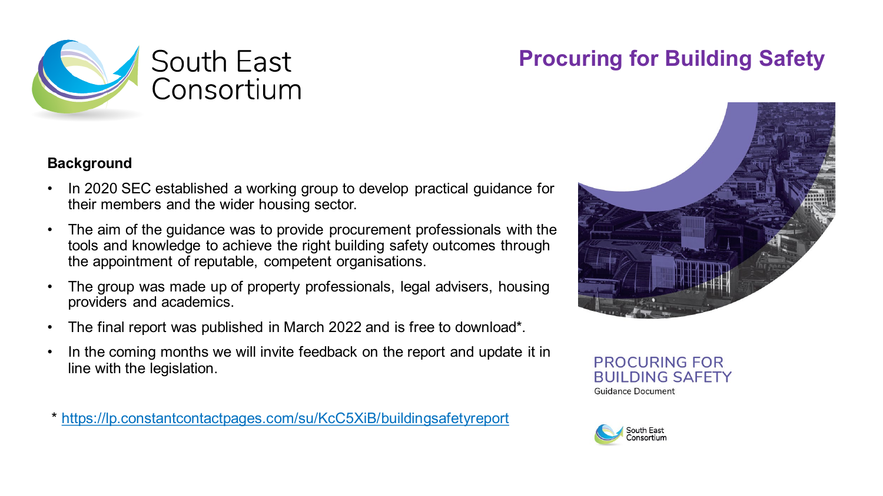# Procuring for Building Safety

South East Consortium

**Background**

- In 2020 SEC established a working group to develop practical guidance for their members and the wider housing sector.
- The aim of the guidance was to provide procurement professionals with the tools and knowledge to achieve the right building safety outcomes through the appointment of reputable, competent organisations.
- The group was made up of property professionals, legal advisers, housing providers and academics.
- The final report was published in March 2022 and is free to download*.
- In the coming months we will invite feedback on the report and update it in line with the legislation.

* https://lp.constantcontactpages.com/su/KcC5XiB/buildingsafetyreport

PROCURING FOR BUILDING SAFETY
Guidance Document

South East Consortium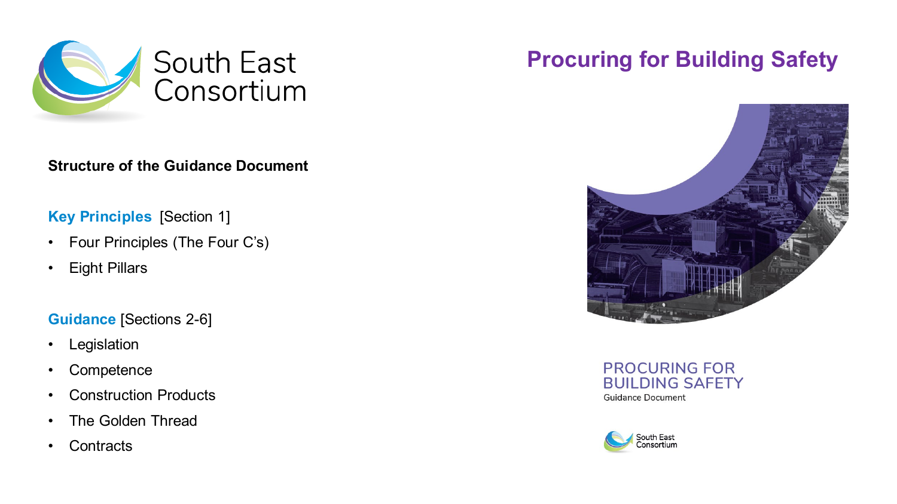# Procuring for Building Safety

## Structure of the Guidance Document

**Key Principles** [Section 1]

- Four Principles (The Four C's)
- Eight Pillars

**Guidance** [Sections 2-6]

- Legislation
- Competence
- Construction Products
- The Golden Thread
- Contracts

PROCURING FOR BUILDING SAFETY
Guidance Document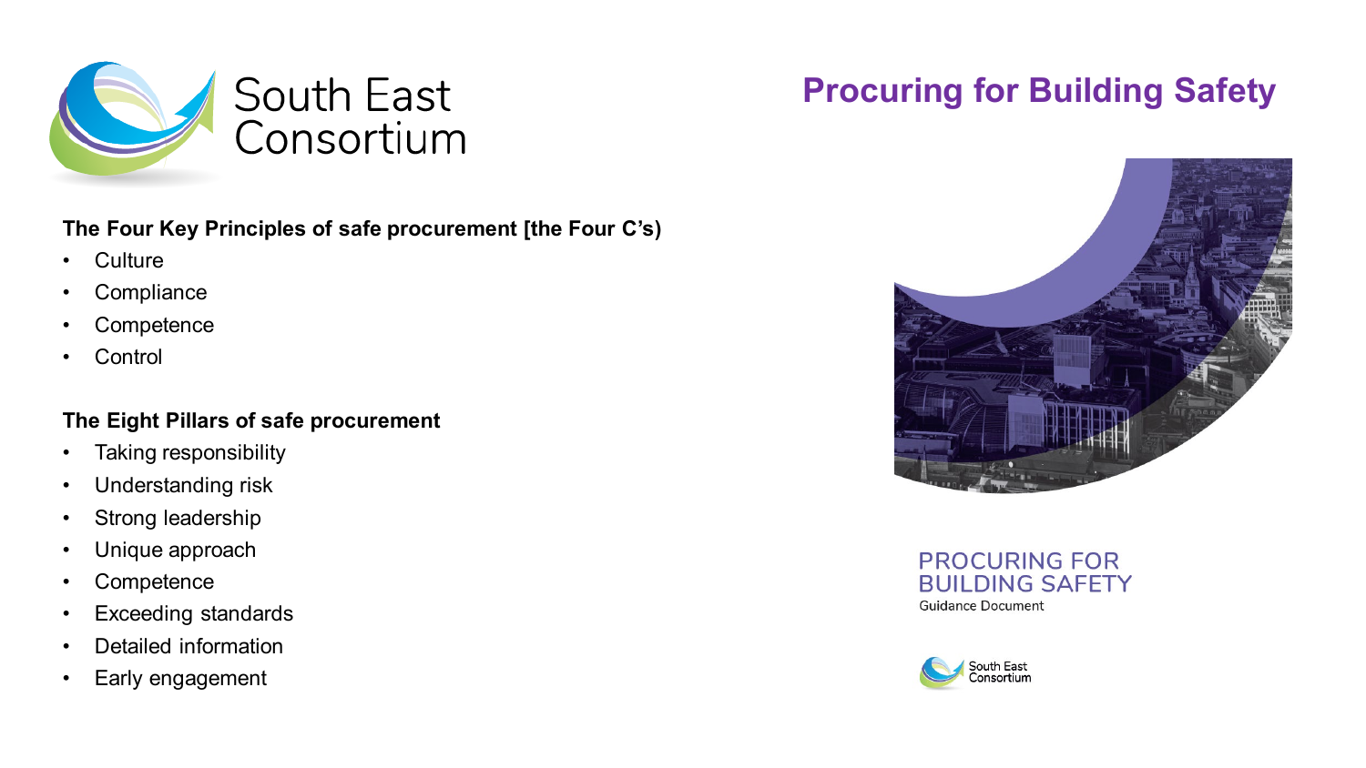# Procuring for Building Safety

**The Four Key Principles of safe procurement [the Four C's)**

- Culture
- Compliance
- Competence
- Control

**The Eight Pillars of safe procurement**

- Taking responsibility
- Understanding risk
- Strong leadership
- Unique approach
- Competence
- Exceeding standards
- Detailed information
- Early engagement

PROCURING FOR BUILDING SAFETY

Guidance Document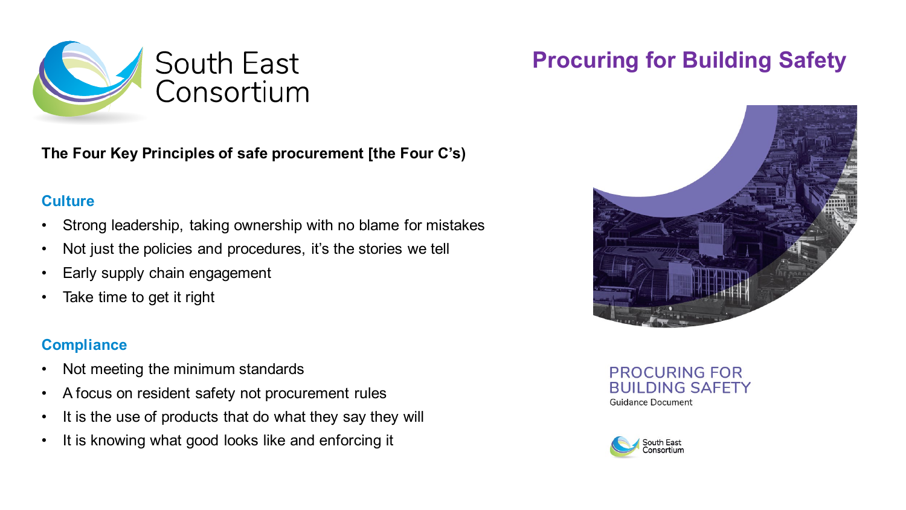# Procuring for Building Safety

South East Consortium

**The Four Key Principles of safe procurement [the Four C's)**

## Culture

- Strong leadership, taking ownership with no blame for mistakes
- Not just the policies and procedures, it's the stories we tell
- Early supply chain engagement
- Take time to get it right

## Compliance

- Not meeting the minimum standards
- A focus on resident safety not procurement rules
- It is the use of products that do what they say they will
- It is knowing what good looks like and enforcing it

PROCURING FOR BUILDING SAFETY
Guidance Document

South East Consortium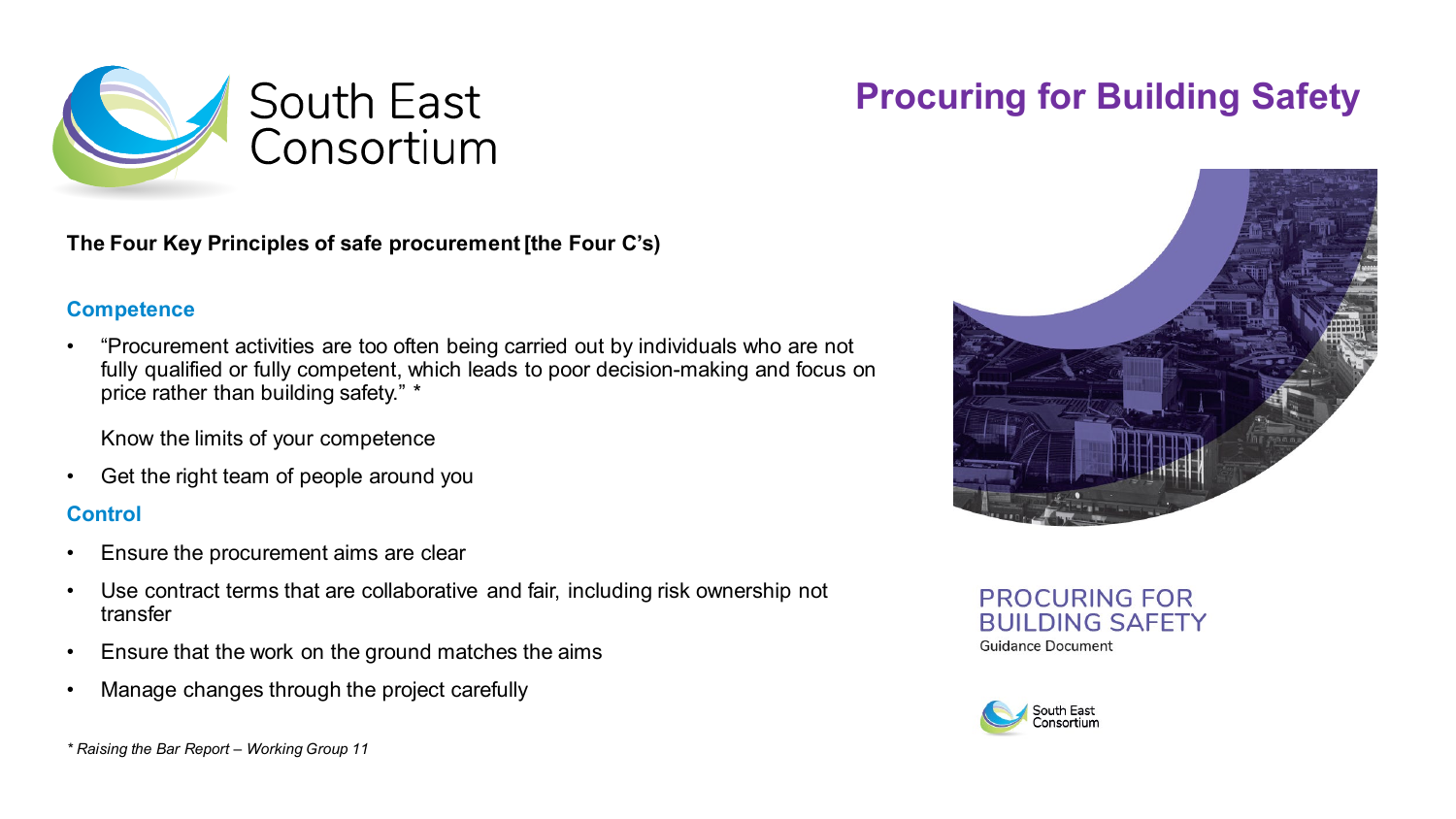# Procuring for Building Safety

**The Four Key Principles of safe procurement [the Four C's)**

## Competence

- "Procurement activities are too often being carried out by individuals who are not fully qualified or fully competent, which leads to poor decision-making and focus on price rather than building safety." *

  Know the limits of your competence
- Get the right team of people around you

## Control

- Ensure the procurement aims are clear
- Use contract terms that are collaborative and fair, including risk ownership not transfer
- Ensure that the work on the ground matches the aims
- Manage changes through the project carefully

*\* Raising the Bar Report – Working Group 11*

PROCURING FOR BUILDING SAFETY
Guidance Document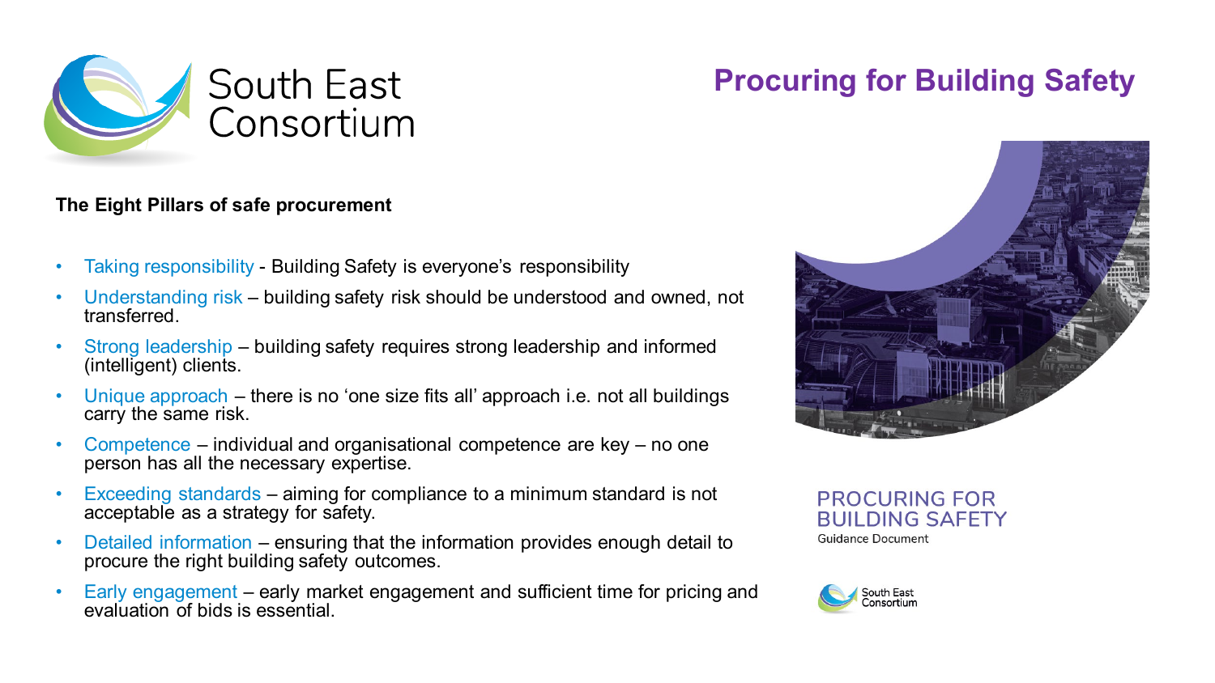# Procuring for Building Safety

**The Eight Pillars of safe procurement**

- Taking responsibility - Building Safety is everyone's responsibility
- Understanding risk – building safety risk should be understood and owned, not transferred.
- Strong leadership – building safety requires strong leadership and informed (intelligent) clients.
- Unique approach – there is no 'one size fits all' approach i.e. not all buildings carry the same risk.
- Competence – individual and organisational competence are key – no one person has all the necessary expertise.
- Exceeding standards – aiming for compliance to a minimum standard is not acceptable as a strategy for safety.
- Detailed information – ensuring that the information provides enough detail to procure the right building safety outcomes.
- Early engagement – early market engagement and sufficient time for pricing and evaluation of bids is essential.

PROCURING FOR BUILDING SAFETY
Guidance Document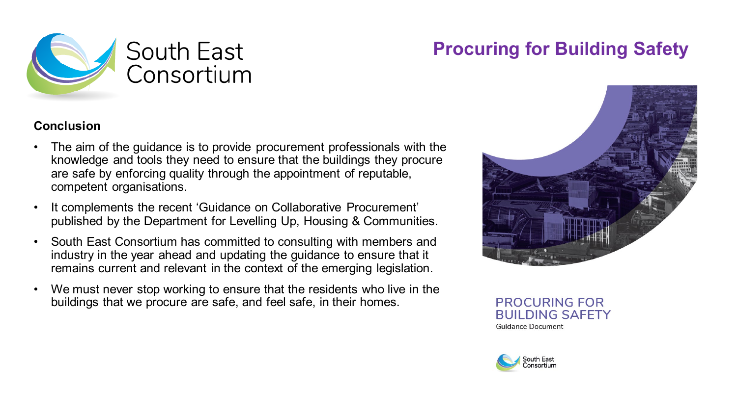# Procuring for Building Safety

South East Consortium

### Conclusion

- The aim of the guidance is to provide procurement professionals with the knowledge and tools they need to ensure that the buildings they procure are safe by enforcing quality through the appointment of reputable, competent organisations.
- It complements the recent 'Guidance on Collaborative Procurement' published by the Department for Levelling Up, Housing & Communities.
- South East Consortium has committed to consulting with members and industry in the year ahead and updating the guidance to ensure that it remains current and relevant in the context of the emerging legislation.
- We must never stop working to ensure that the residents who live in the buildings that we procure are safe, and feel safe, in their homes.

PROCURING FOR BUILDING SAFETY
Guidance Document

South East Consortium